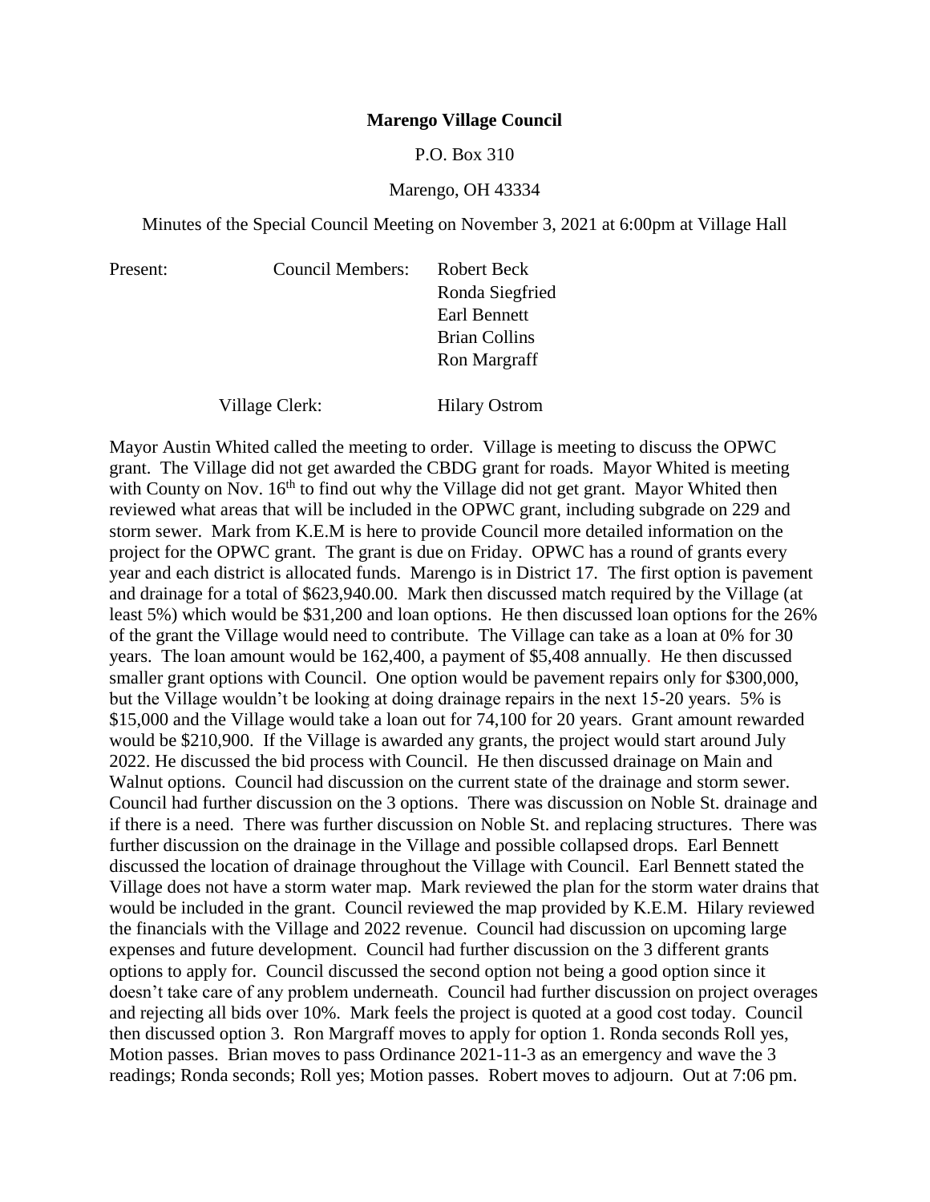**Marengo Village Council**

P.O. Box 310

Marengo, OH 43334

Minutes of the Special Council Meeting on November 3, 2021 at 6:00pm at Village Hall

| Present: | Council Members: | Robert Beck |
|---|---|---|
| | | Ronda Siegfried |
| | | Earl Bennett |
| | | Brian Collins |
| | | Ron Margraff |
| | Village Clerk: | Hilary Ostrom |

Mayor Austin Whited called the meeting to order. Village is meeting to discuss the OPWC grant. The Village did not get awarded the CBDG grant for roads. Mayor Whited is meeting with County on Nov. 16th to find out why the Village did not get grant. Mayor Whited then reviewed what areas that will be included in the OPWC grant, including subgrade on 229 and storm sewer. Mark from K.E.M is here to provide Council more detailed information on the project for the OPWC grant. The grant is due on Friday. OPWC has a round of grants every year and each district is allocated funds. Marengo is in District 17. The first option is pavement and drainage for a total of $623,940.00. Mark then discussed match required by the Village (at least 5%) which would be $31,200 and loan options. He then discussed loan options for the 26% of the grant the Village would need to contribute. The Village can take as a loan at 0% for 30 years. The loan amount would be 162,400, a payment of $5,408 annually. He then discussed smaller grant options with Council. One option would be pavement repairs only for $300,000, but the Village wouldn't be looking at doing drainage repairs in the next 15-20 years. 5% is $15,000 and the Village would take a loan out for 74,100 for 20 years. Grant amount rewarded would be $210,900. If the Village is awarded any grants, the project would start around July 2022. He discussed the bid process with Council. He then discussed drainage on Main and Walnut options. Council had discussion on the current state of the drainage and storm sewer. Council had further discussion on the 3 options. There was discussion on Noble St. drainage and if there is a need. There was further discussion on Noble St. and replacing structures. There was further discussion on the drainage in the Village and possible collapsed drops. Earl Bennett discussed the location of drainage throughout the Village with Council. Earl Bennett stated the Village does not have a storm water map. Mark reviewed the plan for the storm water drains that would be included in the grant. Council reviewed the map provided by K.E.M. Hilary reviewed the financials with the Village and 2022 revenue. Council had discussion on upcoming large expenses and future development. Council had further discussion on the 3 different grants options to apply for. Council discussed the second option not being a good option since it doesn't take care of any problem underneath. Council had further discussion on project overages and rejecting all bids over 10%. Mark feels the project is quoted at a good cost today. Council then discussed option 3. Ron Margraff moves to apply for option 1. Ronda seconds Roll yes, Motion passes. Brian moves to pass Ordinance 2021-11-3 as an emergency and wave the 3 readings; Ronda seconds; Roll yes; Motion passes. Robert moves to adjourn. Out at 7:06 pm.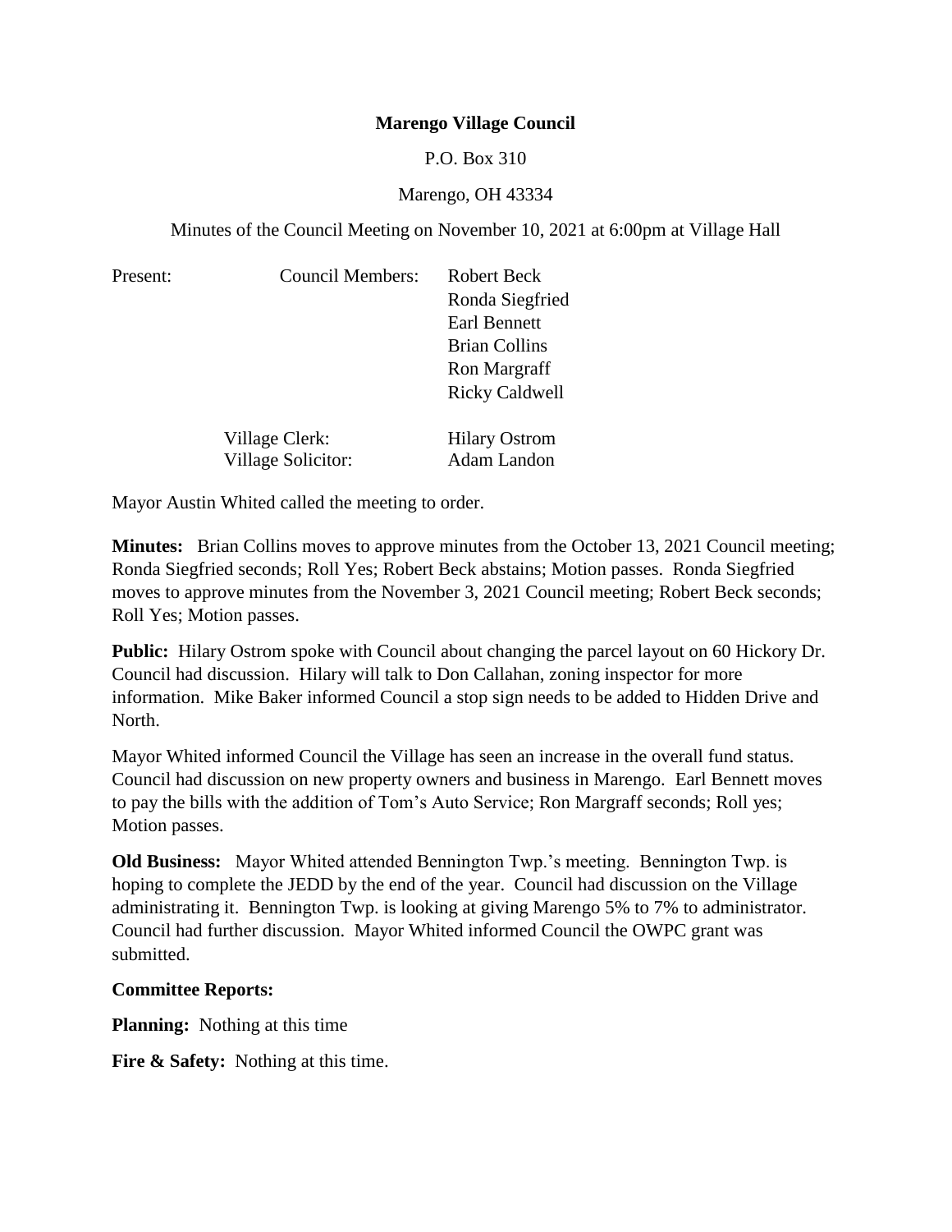**Marengo Village Council**

P.O. Box 310

Marengo, OH 43334

Minutes of the Council Meeting on November 10, 2021 at 6:00pm at Village Hall

| Present: | Council Members: | Robert Beck |
|---|---|---|
| | | Ronda Siegfried |
| | | Earl Bennett |
| | | Brian Collins |
| | | Ron Margraff |
| | | Ricky Caldwell |
| | Village Clerk: | Hilary Ostrom |
| | Village Solicitor: | Adam Landon |

Mayor Austin Whited called the meeting to order.

**Minutes:** Brian Collins moves to approve minutes from the October 13, 2021 Council meeting; Ronda Siegfried seconds; Roll Yes; Robert Beck abstains; Motion passes. Ronda Siegfried moves to approve minutes from the November 3, 2021 Council meeting; Robert Beck seconds; Roll Yes; Motion passes.

**Public:** Hilary Ostrom spoke with Council about changing the parcel layout on 60 Hickory Dr. Council had discussion. Hilary will talk to Don Callahan, zoning inspector for more information. Mike Baker informed Council a stop sign needs to be added to Hidden Drive and North.

Mayor Whited informed Council the Village has seen an increase in the overall fund status. Council had discussion on new property owners and business in Marengo. Earl Bennett moves to pay the bills with the addition of Tom's Auto Service; Ron Margraff seconds; Roll yes; Motion passes.

**Old Business:** Mayor Whited attended Bennington Twp.'s meeting. Bennington Twp. is hoping to complete the JEDD by the end of the year. Council had discussion on the Village administrating it. Bennington Twp. is looking at giving Marengo 5% to 7% to administrator. Council had further discussion. Mayor Whited informed Council the OWPC grant was submitted.

**Committee Reports:**

**Planning:** Nothing at this time

**Fire & Safety:** Nothing at this time.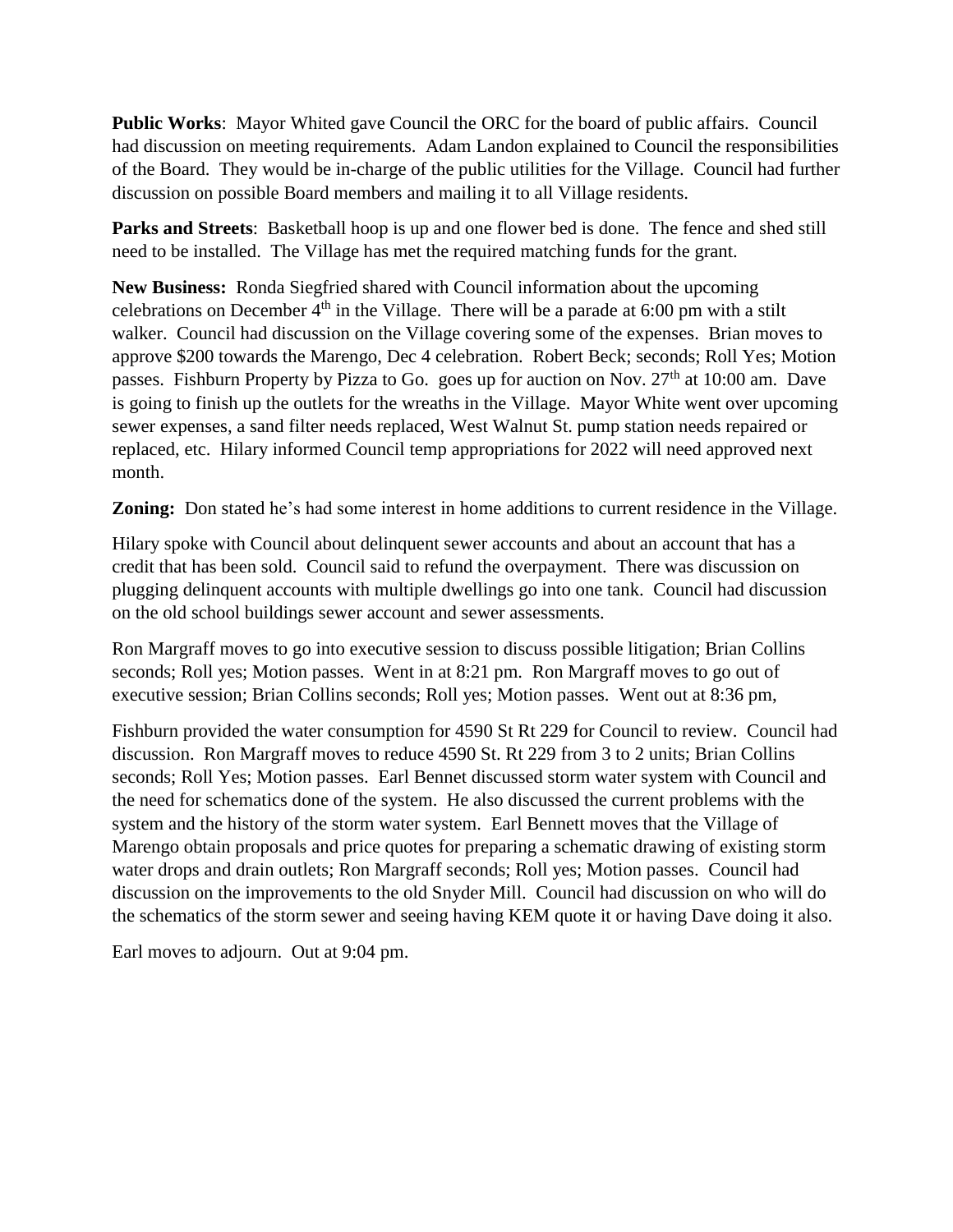**Public Works**: Mayor Whited gave Council the ORC for the board of public affairs. Council had discussion on meeting requirements. Adam Landon explained to Council the responsibilities of the Board. They would be in-charge of the public utilities for the Village. Council had further discussion on possible Board members and mailing it to all Village residents.

**Parks and Streets**: Basketball hoop is up and one flower bed is done. The fence and shed still need to be installed. The Village has met the required matching funds for the grant.

**New Business:** Ronda Siegfried shared with Council information about the upcoming celebrations on December 4th in the Village. There will be a parade at 6:00 pm with a stilt walker. Council had discussion on the Village covering some of the expenses. Brian moves to approve $200 towards the Marengo, Dec 4 celebration. Robert Beck; seconds; Roll Yes; Motion passes. Fishburn Property by Pizza to Go. goes up for auction on Nov. 27th at 10:00 am. Dave is going to finish up the outlets for the wreaths in the Village. Mayor White went over upcoming sewer expenses, a sand filter needs replaced, West Walnut St. pump station needs repaired or replaced, etc. Hilary informed Council temp appropriations for 2022 will need approved next month.

**Zoning:** Don stated he's had some interest in home additions to current residence in the Village.

Hilary spoke with Council about delinquent sewer accounts and about an account that has a credit that has been sold. Council said to refund the overpayment. There was discussion on plugging delinquent accounts with multiple dwellings go into one tank. Council had discussion on the old school buildings sewer account and sewer assessments.

Ron Margraff moves to go into executive session to discuss possible litigation; Brian Collins seconds; Roll yes; Motion passes. Went in at 8:21 pm. Ron Margraff moves to go out of executive session; Brian Collins seconds; Roll yes; Motion passes. Went out at 8:36 pm,

Fishburn provided the water consumption for 4590 St Rt 229 for Council to review. Council had discussion. Ron Margraff moves to reduce 4590 St. Rt 229 from 3 to 2 units; Brian Collins seconds; Roll Yes; Motion passes. Earl Bennet discussed storm water system with Council and the need for schematics done of the system. He also discussed the current problems with the system and the history of the storm water system. Earl Bennett moves that the Village of Marengo obtain proposals and price quotes for preparing a schematic drawing of existing storm water drops and drain outlets; Ron Margraff seconds; Roll yes; Motion passes. Council had discussion on the improvements to the old Snyder Mill. Council had discussion on who will do the schematics of the storm sewer and seeing having KEM quote it or having Dave doing it also.

Earl moves to adjourn. Out at 9:04 pm.